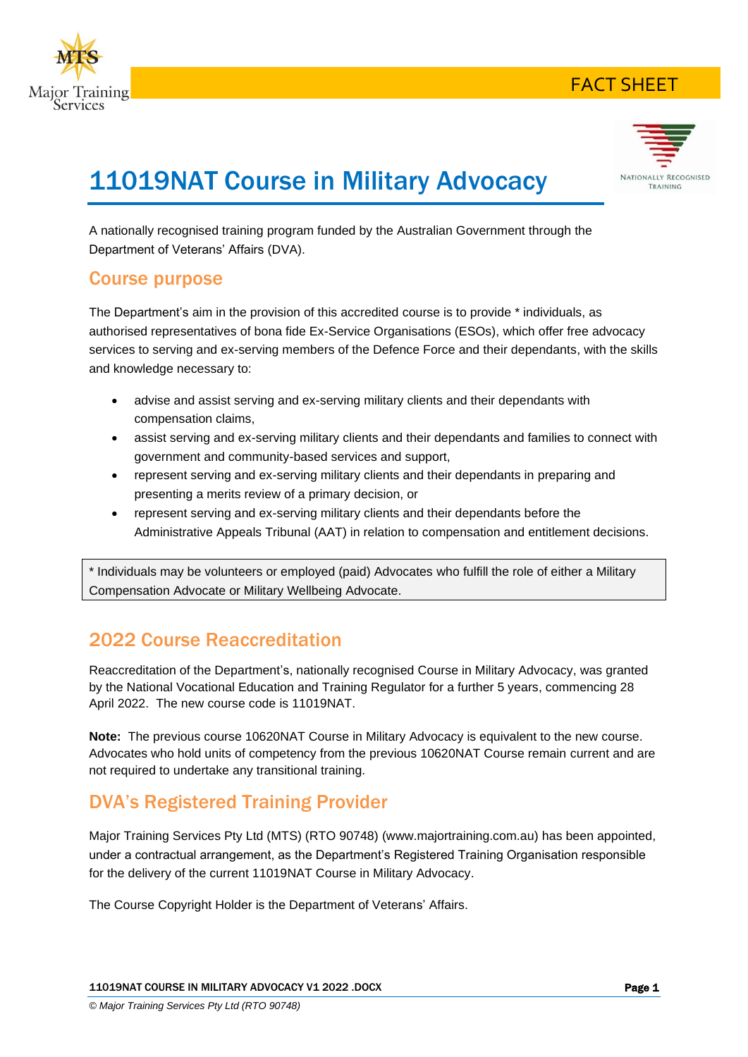FACT SHEET

# 11019NAT Course in Military Advocacy

A nationally recognised training program funded by the Australian Government through the Department of Veterans' Affairs (DVA).

## Course purpose

The Department's aim in the provision of this accredited course is to provide * individuals, as authorised representatives of bona fide Ex-Service Organisations (ESOs), which offer free advocacy services to serving and ex-serving members of the Defence Force and their dependants, with the skills and knowledge necessary to:

- advise and assist serving and ex-serving military clients and their dependants with compensation claims,
- assist serving and ex-serving military clients and their dependants and families to connect with government and community-based services and support,
- represent serving and ex-serving military clients and their dependants in preparing and presenting a merits review of a primary decision, or
- represent serving and ex-serving military clients and their dependants before the Administrative Appeals Tribunal (AAT) in relation to compensation and entitlement decisions.

> * Individuals may be volunteers or employed (paid) Advocates who fulfill the role of either a Military Compensation Advocate or Military Wellbeing Advocate.

## 2022 Course Reaccreditation

Reaccreditation of the Department's, nationally recognised Course in Military Advocacy, was granted by the National Vocational Education and Training Regulator for a further 5 years, commencing 28 April 2022. The new course code is 11019NAT.

**Note:** The previous course 10620NAT Course in Military Advocacy is equivalent to the new course. Advocates who hold units of competency from the previous 10620NAT Course remain current and are not required to undertake any transitional training.

## DVA's Registered Training Provider

Major Training Services Pty Ltd (MTS) (RTO 90748) (www.majortraining.com.au) has been appointed, under a contractual arrangement, as the Department's Registered Training Organisation responsible for the delivery of the current 11019NAT Course in Military Advocacy.

The Course Copyright Holder is the Department of Veterans' Affairs.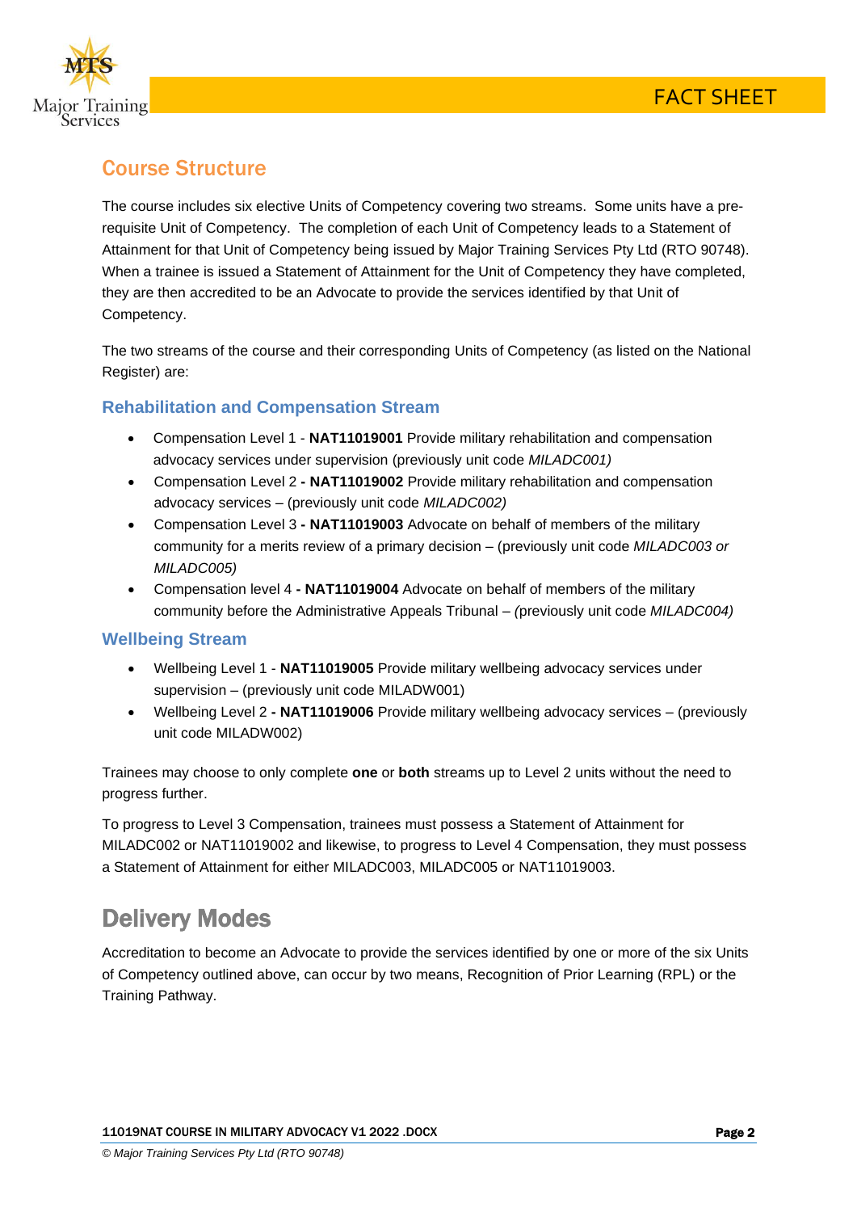## Course Structure

The course includes six elective Units of Competency covering two streams. Some units have a pre-requisite Unit of Competency. The completion of each Unit of Competency leads to a Statement of Attainment for that Unit of Competency being issued by Major Training Services Pty Ltd (RTO 90748). When a trainee is issued a Statement of Attainment for the Unit of Competency they have completed, they are then accredited to be an Advocate to provide the services identified by that Unit of Competency.

The two streams of the course and their corresponding Units of Competency (as listed on the National Register) are:

### Rehabilitation and Compensation Stream

- Compensation Level 1 - **NAT11019001** Provide military rehabilitation and compensation advocacy services under supervision (previously unit code *MILADC001)*
- Compensation Level 2 **- NAT11019002** Provide military rehabilitation and compensation advocacy services – (previously unit code *MILADC002)*
- Compensation Level 3 **- NAT11019003** Advocate on behalf of members of the military community for a merits review of a primary decision – (previously unit code *MILADC003 or MILADC005)*
- Compensation level 4 **- NAT11019004** Advocate on behalf of members of the military community before the Administrative Appeals Tribunal – *(*previously unit code *MILADC004)*

### Wellbeing Stream

- Wellbeing Level 1 - **NAT11019005** Provide military wellbeing advocacy services under supervision – (previously unit code MILADW001)
- Wellbeing Level 2 **- NAT11019006** Provide military wellbeing advocacy services – (previously unit code MILADW002)

Trainees may choose to only complete **one** or **both** streams up to Level 2 units without the need to progress further.

To progress to Level 3 Compensation, trainees must possess a Statement of Attainment for MILADC002 or NAT11019002 and likewise, to progress to Level 4 Compensation, they must possess a Statement of Attainment for either MILADC003, MILADC005 or NAT11019003.

## Delivery Modes

Accreditation to become an Advocate to provide the services identified by one or more of the six Units of Competency outlined above, can occur by two means, Recognition of Prior Learning (RPL) or the Training Pathway.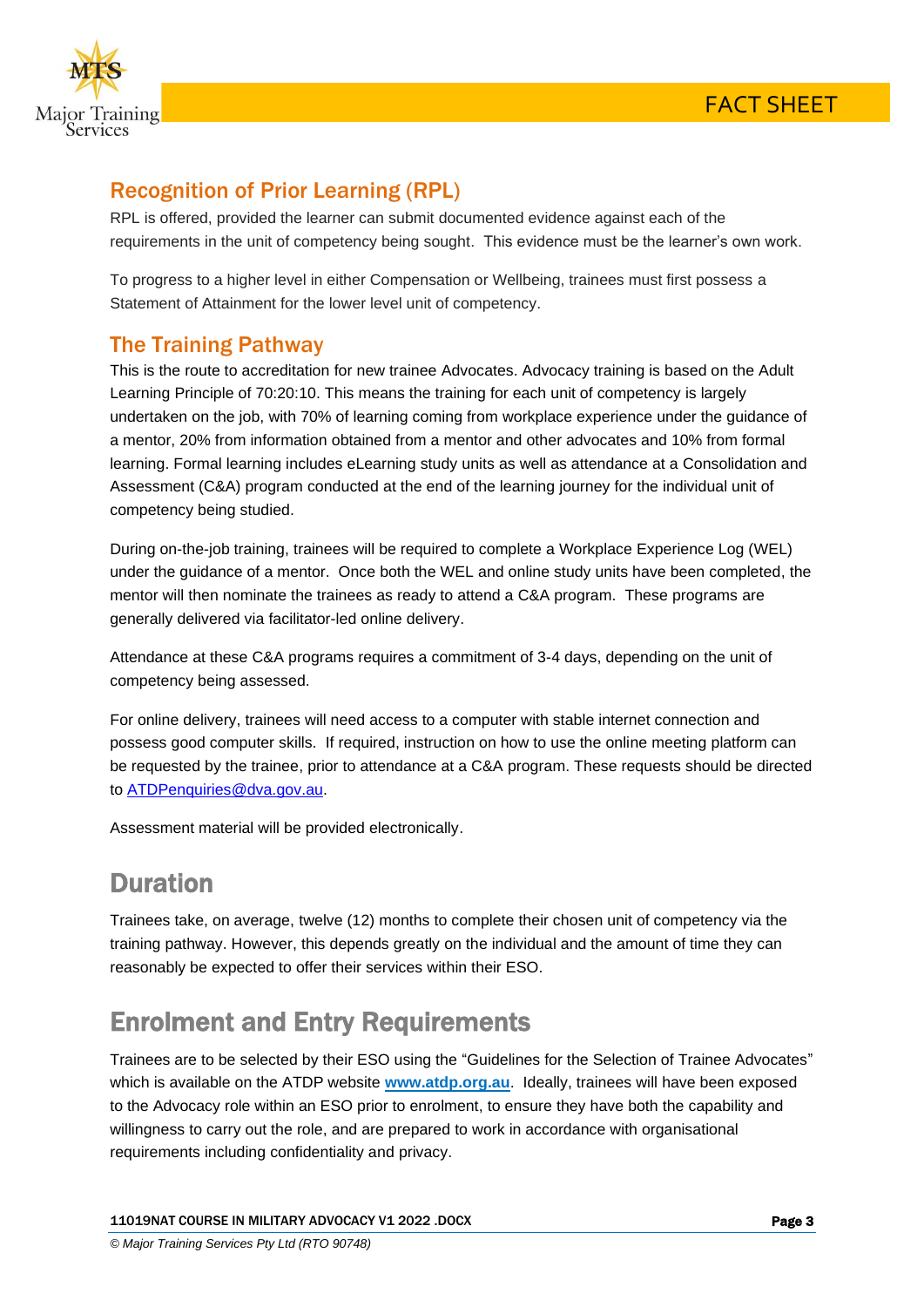## Recognition of Prior Learning (RPL)

RPL is offered, provided the learner can submit documented evidence against each of the requirements in the unit of competency being sought. This evidence must be the learner's own work.

To progress to a higher level in either Compensation or Wellbeing, trainees must first possess a Statement of Attainment for the lower level unit of competency.

## The Training Pathway

This is the route to accreditation for new trainee Advocates. Advocacy training is based on the Adult Learning Principle of 70:20:10. This means the training for each unit of competency is largely undertaken on the job, with 70% of learning coming from workplace experience under the guidance of a mentor, 20% from information obtained from a mentor and other advocates and 10% from formal learning. Formal learning includes eLearning study units as well as attendance at a Consolidation and Assessment (C&A) program conducted at the end of the learning journey for the individual unit of competency being studied.

During on-the-job training, trainees will be required to complete a Workplace Experience Log (WEL) under the guidance of a mentor. Once both the WEL and online study units have been completed, the mentor will then nominate the trainees as ready to attend a C&A program. These programs are generally delivered via facilitator-led online delivery.

Attendance at these C&A programs requires a commitment of 3-4 days, depending on the unit of competency being assessed.

For online delivery, trainees will need access to a computer with stable internet connection and possess good computer skills. If required, instruction on how to use the online meeting platform can be requested by the trainee, prior to attendance at a C&A program. These requests should be directed to ATDPenquiries@dva.gov.au.

Assessment material will be provided electronically.

# Duration

Trainees take, on average, twelve (12) months to complete their chosen unit of competency via the training pathway. However, this depends greatly on the individual and the amount of time they can reasonably be expected to offer their services within their ESO.

# Enrolment and Entry Requirements

Trainees are to be selected by their ESO using the "Guidelines for the Selection of Trainee Advocates" which is available on the ATDP website **www.atdp.org.au**. Ideally, trainees will have been exposed to the Advocacy role within an ESO prior to enrolment, to ensure they have both the capability and willingness to carry out the role, and are prepared to work in accordance with organisational requirements including confidentiality and privacy.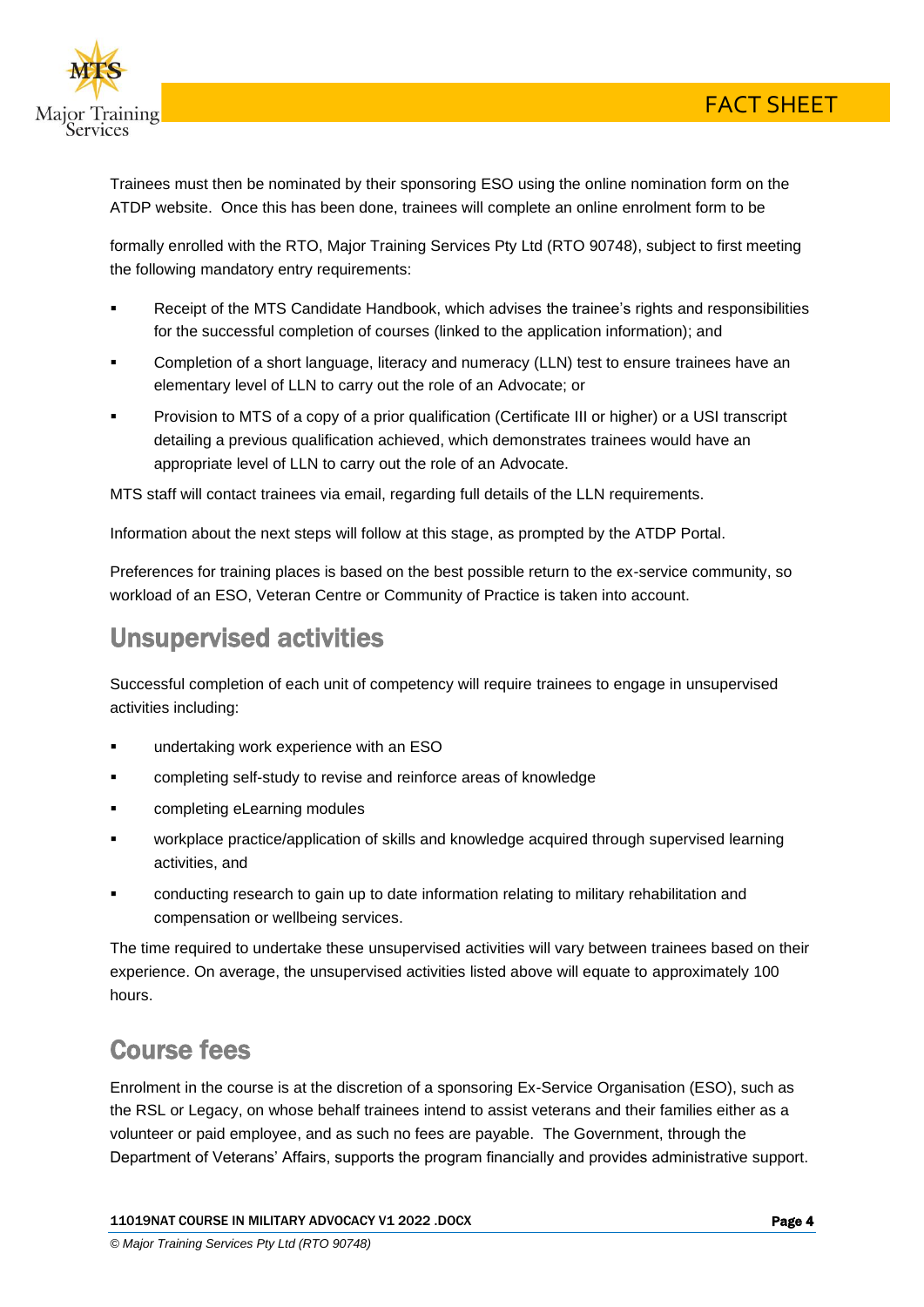Trainees must then be nominated by their sponsoring ESO using the online nomination form on the ATDP website. Once this has been done, trainees will complete an online enrolment form to be

formally enrolled with the RTO, Major Training Services Pty Ltd (RTO 90748), subject to first meeting the following mandatory entry requirements:

- Receipt of the MTS Candidate Handbook, which advises the trainee's rights and responsibilities for the successful completion of courses (linked to the application information); and
- Completion of a short language, literacy and numeracy (LLN) test to ensure trainees have an elementary level of LLN to carry out the role of an Advocate; or
- Provision to MTS of a copy of a prior qualification (Certificate III or higher) or a USI transcript detailing a previous qualification achieved, which demonstrates trainees would have an appropriate level of LLN to carry out the role of an Advocate.

MTS staff will contact trainees via email, regarding full details of the LLN requirements.

Information about the next steps will follow at this stage, as prompted by the ATDP Portal.

Preferences for training places is based on the best possible return to the ex-service community, so workload of an ESO, Veteran Centre or Community of Practice is taken into account.

## Unsupervised activities

Successful completion of each unit of competency will require trainees to engage in unsupervised activities including:

- undertaking work experience with an ESO
- completing self-study to revise and reinforce areas of knowledge
- completing eLearning modules
- workplace practice/application of skills and knowledge acquired through supervised learning activities, and
- conducting research to gain up to date information relating to military rehabilitation and compensation or wellbeing services.

The time required to undertake these unsupervised activities will vary between trainees based on their experience. On average, the unsupervised activities listed above will equate to approximately 100 hours.

## Course fees

Enrolment in the course is at the discretion of a sponsoring Ex-Service Organisation (ESO), such as the RSL or Legacy, on whose behalf trainees intend to assist veterans and their families either as a volunteer or paid employee, and as such no fees are payable. The Government, through the Department of Veterans' Affairs, supports the program financially and provides administrative support.